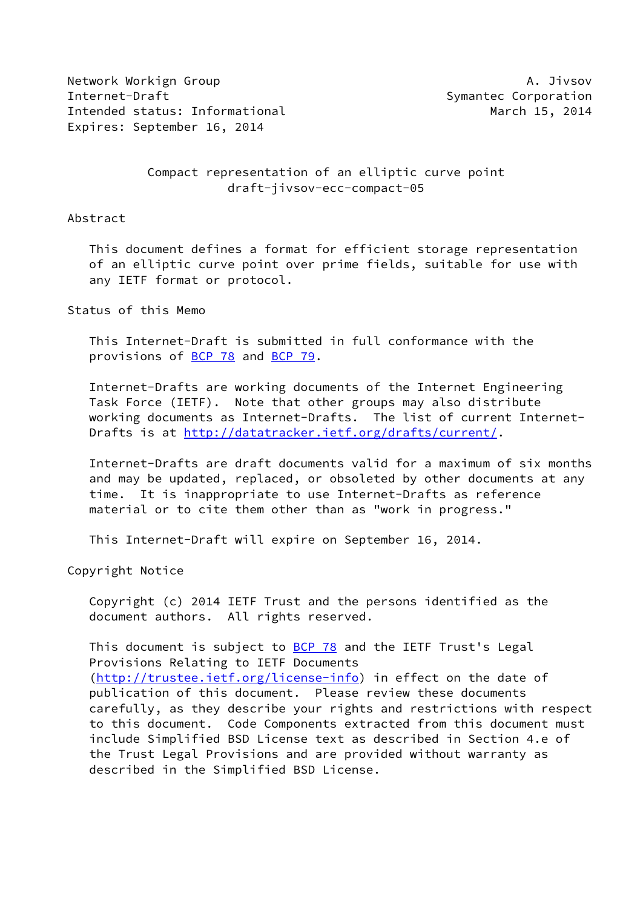Network Workign Group A. Jivsov
Internet-Draft Symantec Corporation
Intended status: Informational March 15, 2014
Expires: September 16, 2014

# Compact representation of an elliptic curve point
draft-jivsov-ecc-compact-05

## Abstract

This document defines a format for efficient storage representation of an elliptic curve point over prime fields, suitable for use with any IETF format or protocol.

## Status of this Memo

This Internet-Draft is submitted in full conformance with the provisions of BCP 78 and BCP 79.

Internet-Drafts are working documents of the Internet Engineering Task Force (IETF). Note that other groups may also distribute working documents as Internet-Drafts. The list of current Internet-Drafts is at http://datatracker.ietf.org/drafts/current/.

Internet-Drafts are draft documents valid for a maximum of six months and may be updated, replaced, or obsoleted by other documents at any time. It is inappropriate to use Internet-Drafts as reference material or to cite them other than as "work in progress."

This Internet-Draft will expire on September 16, 2014.

## Copyright Notice

Copyright (c) 2014 IETF Trust and the persons identified as the document authors. All rights reserved.

This document is subject to BCP 78 and the IETF Trust's Legal Provisions Relating to IETF Documents (http://trustee.ietf.org/license-info) in effect on the date of publication of this document. Please review these documents carefully, as they describe your rights and restrictions with respect to this document. Code Components extracted from this document must include Simplified BSD License text as described in Section 4.e of the Trust Legal Provisions and are provided without warranty as described in the Simplified BSD License.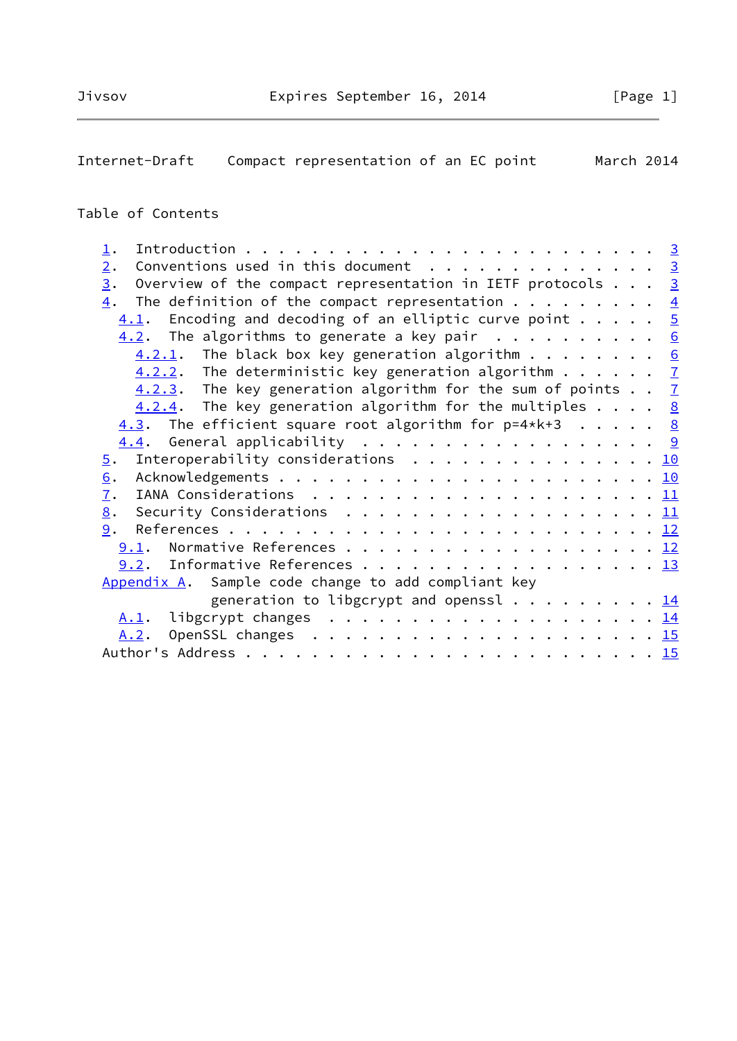Table of Contents

1. Introduction . . . . . . . . . . . . . . . . . . . . . . . . 3
2. Conventions used in this document . . . . . . . . . . . . . . 3
3. Overview of the compact representation in IETF protocols . . . 3
4. The definition of the compact representation . . . . . . . . . 4
  4.1. Encoding and decoding of an elliptic curve point . . . . . 5
  4.2. The algorithms to generate a key pair . . . . . . . . . . 6
    4.2.1. The black box key generation algorithm . . . . . . . . 6
    4.2.2. The deterministic key generation algorithm . . . . . . 7
    4.2.3. The key generation algorithm for the sum of points . . 7
    4.2.4. The key generation algorithm for the multiples . . . . 8
  4.3. The efficient square root algorithm for p=4*k+3 . . . . . 8
  4.4. General applicability . . . . . . . . . . . . . . . . . . 9
5. Interoperability considerations . . . . . . . . . . . . . . . 10
6. Acknowledgements . . . . . . . . . . . . . . . . . . . . . . . 10
7. IANA Considerations . . . . . . . . . . . . . . . . . . . . . 11
8. Security Considerations . . . . . . . . . . . . . . . . . . . 11
9. References . . . . . . . . . . . . . . . . . . . . . . . . . 12
  9.1. Normative References . . . . . . . . . . . . . . . . . . 12
  9.2. Informative References . . . . . . . . . . . . . . . . . 13
Appendix A. Sample code change to add compliant key generation to libgcrypt and openssl . . . . . . . . . 14
  A.1. libgcrypt changes . . . . . . . . . . . . . . . . . . . . 14
  A.2. OpenSSL changes . . . . . . . . . . . . . . . . . . . . . 15
Author's Address . . . . . . . . . . . . . . . . . . . . . . . . 15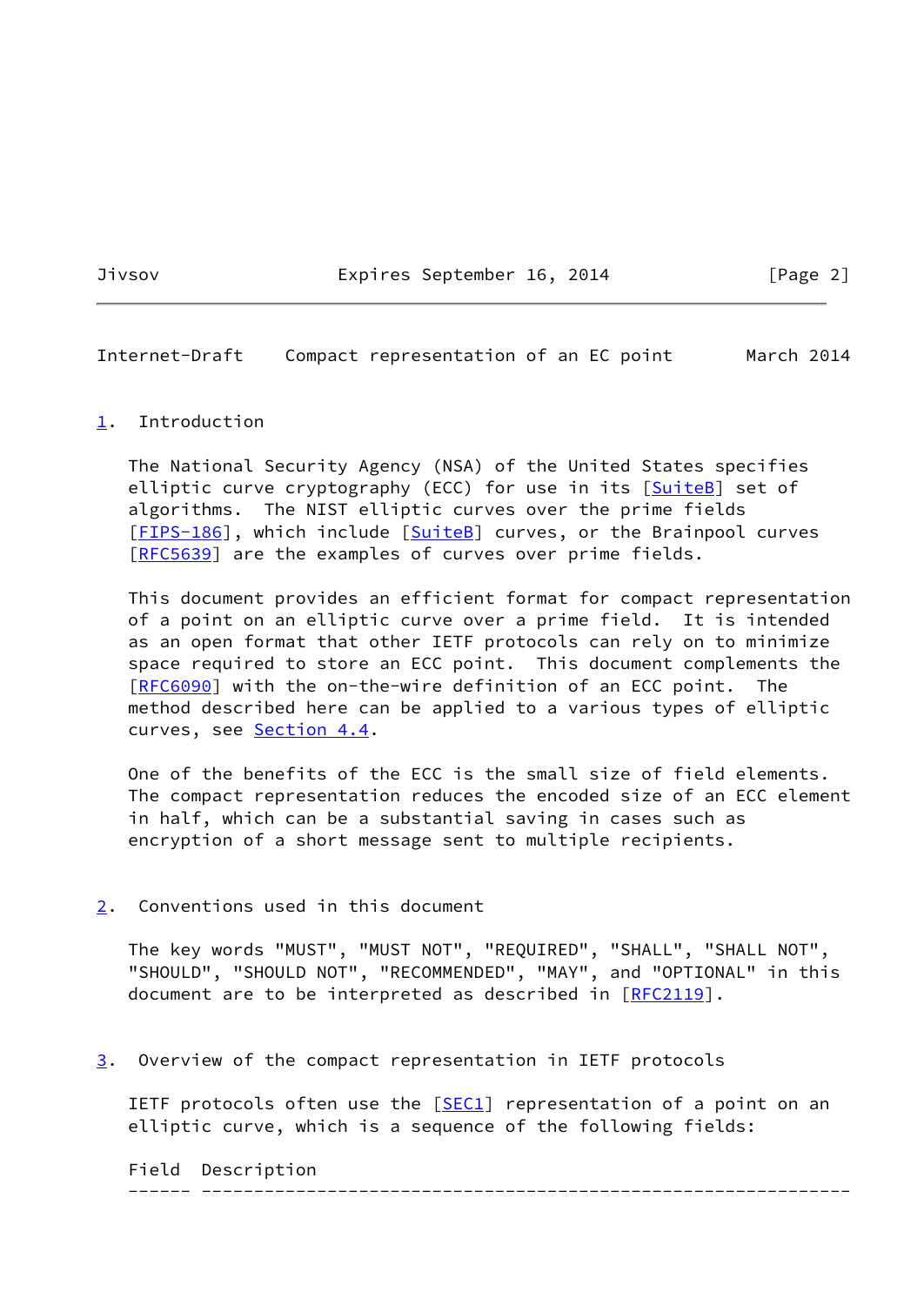## 1. Introduction

The National Security Agency (NSA) of the United States specifies elliptic curve cryptography (ECC) for use in its [SuiteB] set of algorithms. The NIST elliptic curves over the prime fields [FIPS-186], which include [SuiteB] curves, or the Brainpool curves [RFC5639] are the examples of curves over prime fields.

This document provides an efficient format for compact representation of a point on an elliptic curve over a prime field. It is intended as an open format that other IETF protocols can rely on to minimize space required to store an ECC point. This document complements the [RFC6090] with the on-the-wire definition of an ECC point. The method described here can be applied to a various types of elliptic curves, see Section 4.4.

One of the benefits of the ECC is the small size of field elements. The compact representation reduces the encoded size of an ECC element in half, which can be a substantial saving in cases such as encryption of a short message sent to multiple recipients.

## 2. Conventions used in this document

The key words "MUST", "MUST NOT", "REQUIRED", "SHALL", "SHALL NOT", "SHOULD", "SHOULD NOT", "RECOMMENDED", "MAY", and "OPTIONAL" in this document are to be interpreted as described in [RFC2119].

## 3. Overview of the compact representation in IETF protocols

IETF protocols often use the [SEC1] representation of a point on an elliptic curve, which is a sequence of the following fields:

```
Field  Description
------ -------------------------------------------------------------
```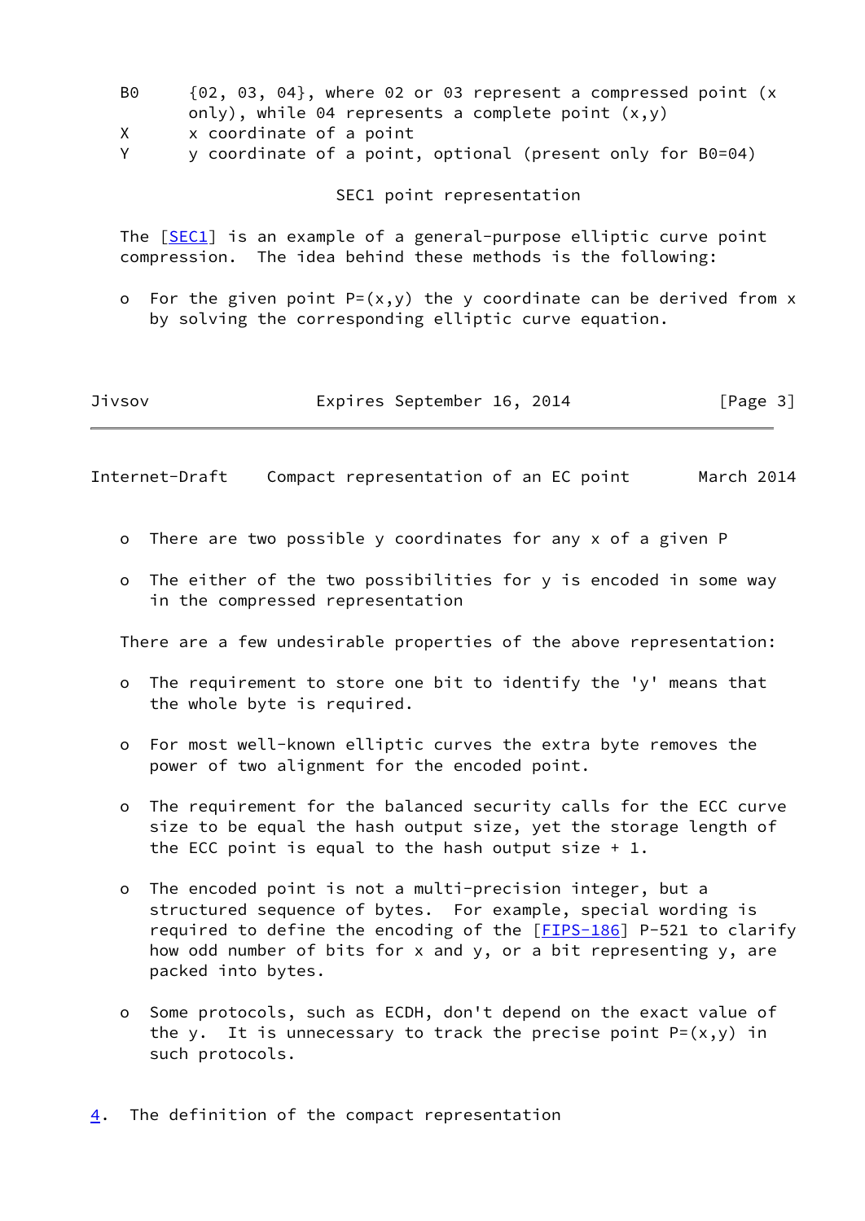| | |
|---|---|
| B0 | {02, 03, 04}, where 02 or 03 represent a compressed point (x only), while 04 represents a complete point (x,y) |
| X | x coordinate of a point |
| Y | y coordinate of a point, optional (present only for B0=04) |

SEC1 point representation

The [SEC1] is an example of a general-purpose elliptic curve point compression. The idea behind these methods is the following:

- For the given point P=(x,y) the y coordinate can be derived from x by solving the corresponding elliptic curve equation.

- There are two possible y coordinates for any x of a given P

- The either of the two possibilities for y is encoded in some way in the compressed representation

There are a few undesirable properties of the above representation:

- The requirement to store one bit to identify the 'y' means that the whole byte is required.

- For most well-known elliptic curves the extra byte removes the power of two alignment for the encoded point.

- The requirement for the balanced security calls for the ECC curve size to be equal the hash output size, yet the storage length of the ECC point is equal to the hash output size + 1.

- The encoded point is not a multi-precision integer, but a structured sequence of bytes. For example, special wording is required to define the encoding of the [FIPS-186] P-521 to clarify how odd number of bits for x and y, or a bit representing y, are packed into bytes.

- Some protocols, such as ECDH, don't depend on the exact value of the y. It is unnecessary to track the precise point P=(x,y) in such protocols.

## 4. The definition of the compact representation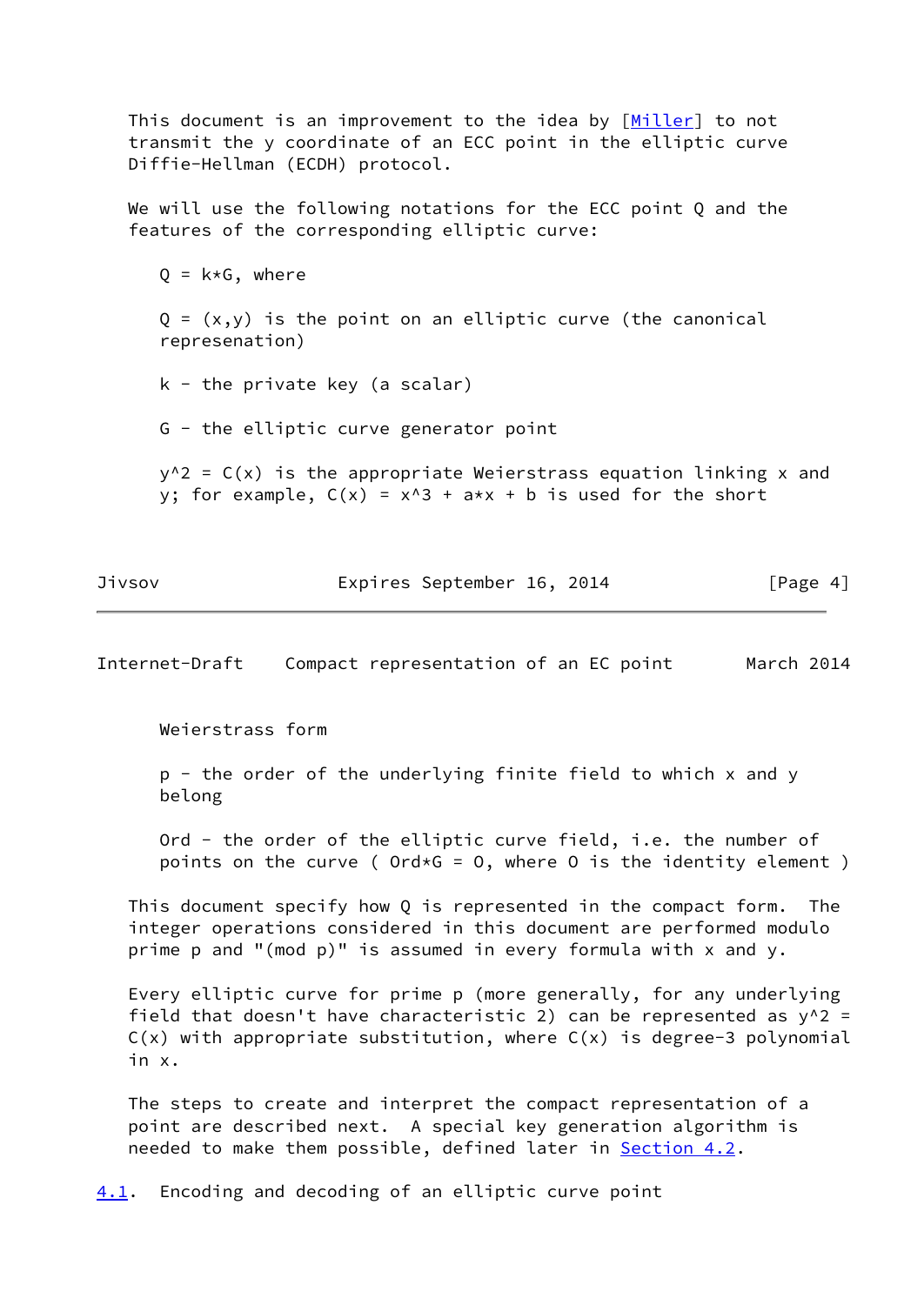This document is an improvement to the idea by [Miller] to not transmit the y coordinate of an ECC point in the elliptic curve Diffie-Hellman (ECDH) protocol.

We will use the following notations for the ECC point Q and the features of the corresponding elliptic curve:

$Q = k*G$, where

$Q = (x,y)$ is the point on an elliptic curve (the canonical represenation)

k - the private key (a scalar)

G - the elliptic curve generator point

$y^2 = C(x)$ is the appropriate Weierstrass equation linking x and y; for example, $C(x) = x^3 + a*x + b$ is used for the short Weierstrass form

p - the order of the underlying finite field to which x and y belong

Ord - the order of the elliptic curve field, i.e. the number of points on the curve ( $Ord*G = O$, where O is the identity element )

This document specify how Q is represented in the compact form. The integer operations considered in this document are performed modulo prime p and "(mod p)" is assumed in every formula with x and y.

Every elliptic curve for prime p (more generally, for any underlying field that doesn't have characteristic 2) can be represented as $y^2 = C(x)$ with appropriate substitution, where $C(x)$ is degree-3 polynomial in x.

The steps to create and interpret the compact representation of a point are described next. A special key generation algorithm is needed to make them possible, defined later in Section 4.2.

## 4.1. Encoding and decoding of an elliptic curve point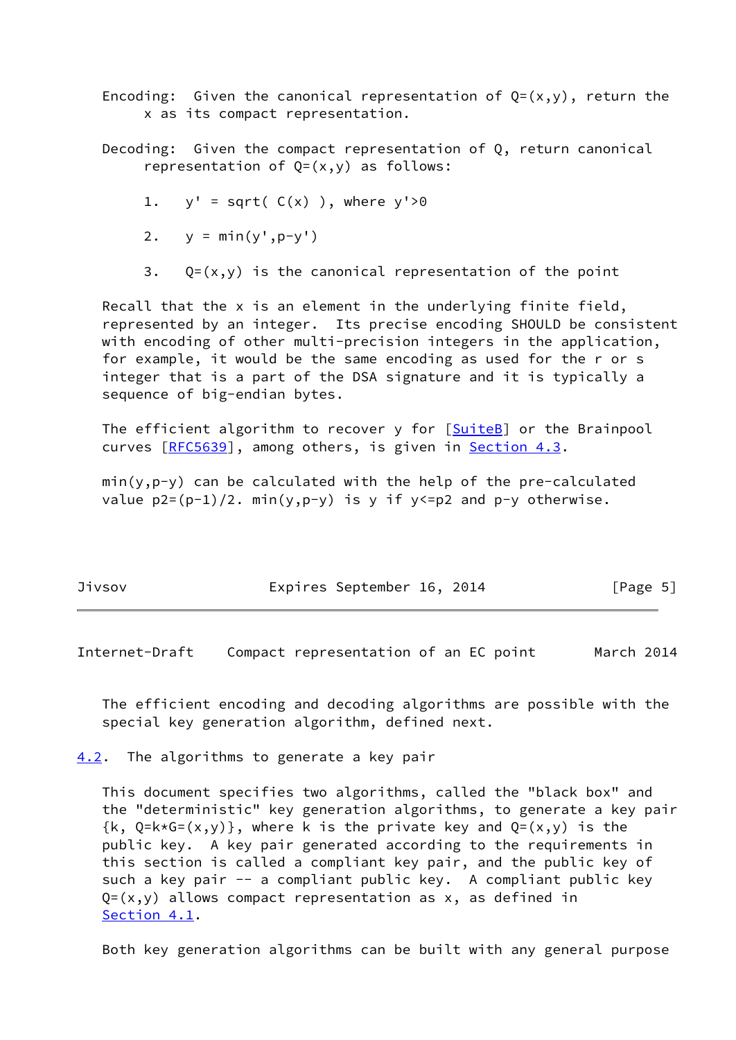Encoding: Given the canonical representation of $Q=(x,y)$, return the $x$ as its compact representation.

Decoding: Given the compact representation of $Q$, return canonical representation of $Q=(x,y)$ as follows:

1. $y' = \text{sqrt}( C(x) )$, where $y'>0$
2. $y = \min(y',p-y')$
3. $Q=(x,y)$ is the canonical representation of the point

Recall that the x is an element in the underlying finite field, represented by an integer. Its precise encoding SHOULD be consistent with encoding of other multi-precision integers in the application, for example, it would be the same encoding as used for the r or s integer that is a part of the DSA signature and it is typically a sequence of big-endian bytes.

The efficient algorithm to recover y for [SuiteB] or the Brainpool curves [RFC5639], among others, is given in Section 4.3.

$\min(y,p-y)$ can be calculated with the help of the pre-calculated value $p2=(p-1)/2$. $\min(y,p-y)$ is $y$ if $y \le p2$ and $p-y$ otherwise.

The efficient encoding and decoding algorithms are possible with the special key generation algorithm, defined next.

## 4.2. The algorithms to generate a key pair

This document specifies two algorithms, called the "black box" and the "deterministic" key generation algorithms, to generate a key pair $\{k, Q=k*G=(x,y)\}$, where k is the private key and $Q=(x,y)$ is the public key. A key pair generated according to the requirements in this section is called a compliant key pair, and the public key of such a key pair -- a compliant public key. A compliant public key $Q=(x,y)$ allows compact representation as x, as defined in Section 4.1.

Both key generation algorithms can be built with any general purpose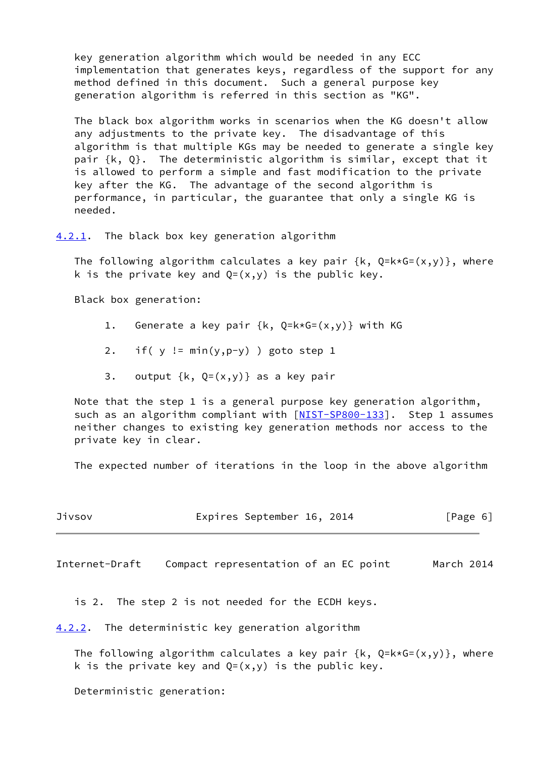key generation algorithm which would be needed in any ECC implementation that generates keys, regardless of the support for any method defined in this document. Such a general purpose key generation algorithm is referred in this section as "KG".

The black box algorithm works in scenarios when the KG doesn't allow any adjustments to the private key. The disadvantage of this algorithm is that multiple KGs may be needed to generate a single key pair {k, Q}. The deterministic algorithm is similar, except that it is allowed to perform a simple and fast modification to the private key after the KG. The advantage of the second algorithm is performance, in particular, the guarantee that only a single KG is needed.

### 4.2.1. The black box key generation algorithm

The following algorithm calculates a key pair {k, Q=k*G=(x,y)}, where k is the private key and Q=(x,y) is the public key.

Black box generation:

```
1.   Generate a key pair {k, Q=k*G=(x,y)} with KG

2.   if( y != min(y,p-y) ) goto step 1

3.   output {k, Q=(x,y)} as a key pair
```

Note that the step 1 is a general purpose key generation algorithm, such as an algorithm compliant with [NIST-SP800-133]. Step 1 assumes neither changes to existing key generation methods nor access to the private key in clear.

The expected number of iterations in the loop in the above algorithm is 2. The step 2 is not needed for the ECDH keys.

### 4.2.2. The deterministic key generation algorithm

The following algorithm calculates a key pair {k, Q=k*G=(x,y)}, where k is the private key and Q=(x,y) is the public key.

Deterministic generation: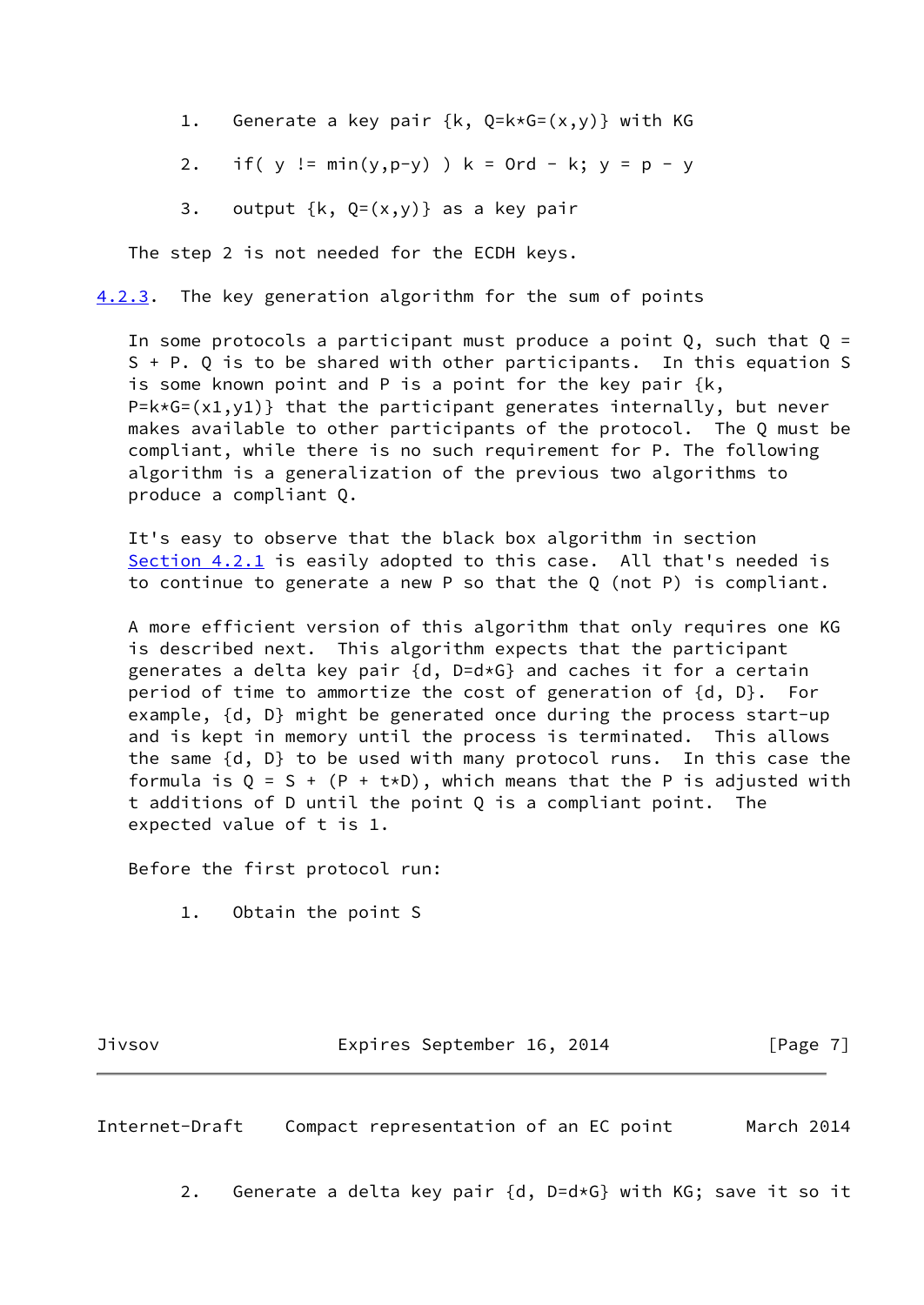1. Generate a key pair {k, Q=k*G=(x,y)} with KG

2. if( y != min(y,p-y) ) k = Ord - k; y = p - y

3. output {k, Q=(x,y)} as a key pair

The step 2 is not needed for the ECDH keys.

### 4.2.3. The key generation algorithm for the sum of points

In some protocols a participant must produce a point Q, such that Q = S + P. Q is to be shared with other participants. In this equation S is some known point and P is a point for the key pair {k, P=k*G=(x1,y1)} that the participant generates internally, but never makes available to other participants of the protocol. The Q must be compliant, while there is no such requirement for P. The following algorithm is a generalization of the previous two algorithms to produce a compliant Q.

It's easy to observe that the black box algorithm in section Section 4.2.1 is easily adopted to this case. All that's needed is to continue to generate a new P so that the Q (not P) is compliant.

A more efficient version of this algorithm that only requires one KG is described next. This algorithm expects that the participant generates a delta key pair {d, D=d*G} and caches it for a certain period of time to ammortize the cost of generation of {d, D}. For example, {d, D} might be generated once during the process start-up and is kept in memory until the process is terminated. This allows the same {d, D} to be used with many protocol runs. In this case the formula is Q = S + (P + t*D), which means that the P is adjusted with t additions of D until the point Q is a compliant point. The expected value of t is 1.

Before the first protocol run:

1. Obtain the point S

2. Generate a delta key pair {d, D=d*G} with KG; save it so it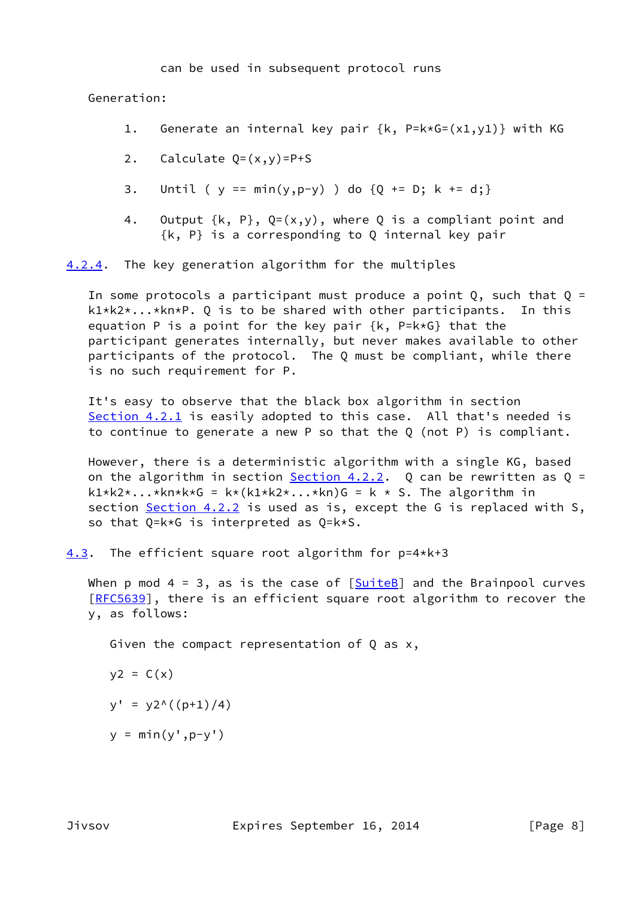can be used in subsequent protocol runs

Generation:

1. Generate an internal key pair {k, P=k*G=(x1,y1)} with KG

2. Calculate Q=(x,y)=P+S

3. Until ( y == min(y,p-y) ) do {Q += D; k += d;}

4. Output {k, P}, Q=(x,y), where Q is a compliant point and {k, P} is a corresponding to Q internal key pair

## 4.2.4. The key generation algorithm for the multiples

In some protocols a participant must produce a point Q, such that Q = k1*k2*...*kn*P. Q is to be shared with other participants. In this equation P is a point for the key pair {k, P=k*G} that the participant generates internally, but never makes available to other participants of the protocol. The Q must be compliant, while there is no such requirement for P.

It's easy to observe that the black box algorithm in section Section 4.2.1 is easily adopted to this case. All that's needed is to continue to generate a new P so that the Q (not P) is compliant.

However, there is a deterministic algorithm with a single KG, based on the algorithm in section Section 4.2.2. Q can be rewritten as Q = k1*k2*...*kn*k*G = k*(k1*k2*...*kn)G = k * S. The algorithm in section Section 4.2.2 is used as is, except the G is replaced with S, so that Q=k*G is interpreted as Q=k*S.

## 4.3. The efficient square root algorithm for p=4*k+3

When p mod 4 = 3, as is the case of [SuiteB] and the Brainpool curves [RFC5639], there is an efficient square root algorithm to recover the y, as follows:

```
Given the compact representation of Q as x,

y2 = C(x)

y' = y2^((p+1)/4)

y = min(y',p-y')
```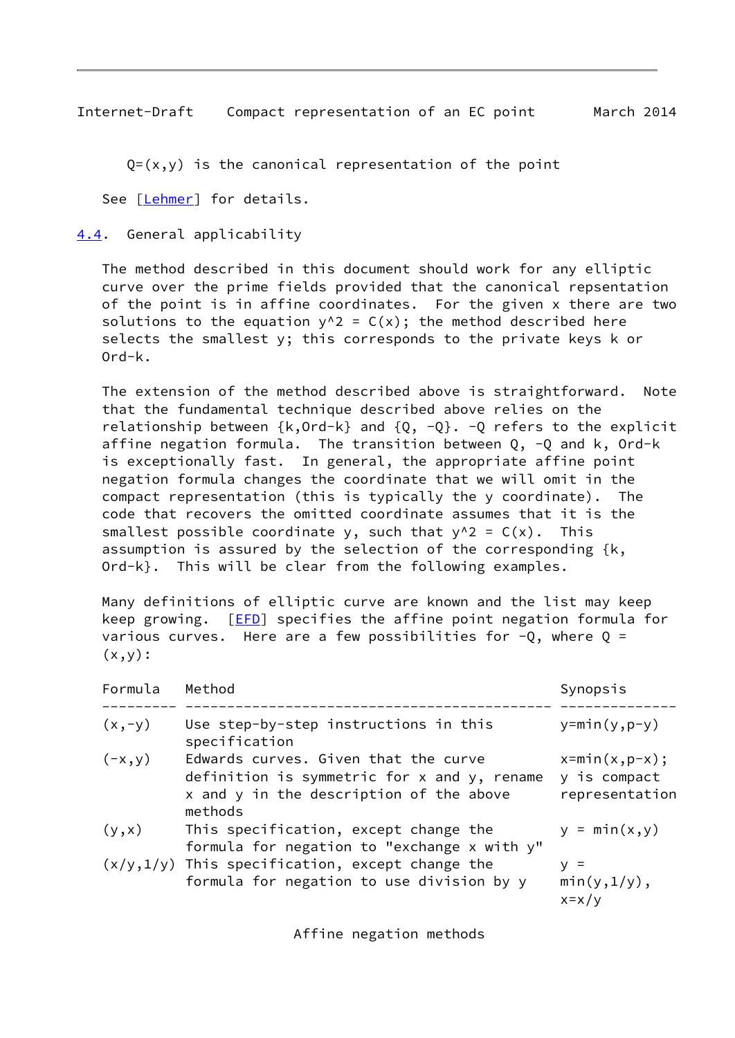$Q=(x,y)$ is the canonical representation of the point

See [Lehmer] for details.

## 4.4. General applicability

The method described in this document should work for any elliptic curve over the prime fields provided that the canonical repsentation of the point is in affine coordinates. For the given x there are two solutions to the equation $y^2 = C(x)$; the method described here selects the smallest y; this corresponds to the private keys k or Ord-k.

The extension of the method described above is straightforward. Note that the fundamental technique described above relies on the relationship between {k,Ord-k} and {Q, -Q}. -Q refers to the explicit affine negation formula. The transition between Q, -Q and k, Ord-k is exceptionally fast. In general, the appropriate affine point negation formula changes the coordinate that we will omit in the compact representation (this is typically the y coordinate). The code that recovers the omitted coordinate assumes that it is the smallest possible coordinate y, such that $y^2 = C(x)$. This assumption is assured by the selection of the corresponding {k, Ord-k}. This will be clear from the following examples.

Many definitions of elliptic curve are known and the list may keep keep growing. [EFD] specifies the affine point negation formula for various curves. Here are a few possibilities for -Q, where Q = (x,y):

| Formula | Method | Synopsis |
|---|---|---|
| (x,-y) | Use step-by-step instructions in this specification | y=min(y,p-y) |
| (-x,y) | Edwards curves. Given that the curve definition is symmetric for x and y, rename x and y in the description of the above methods | x=min(x,p-x); y is compact representation |
| (y,x) | This specification, except change the formula for negation to "exchange x with y" | y = min(x,y) |
| (x/y,1/y) | This specification, except change the formula for negation to use division by y | y = min(y,1/y), x=x/y |

Affine negation methods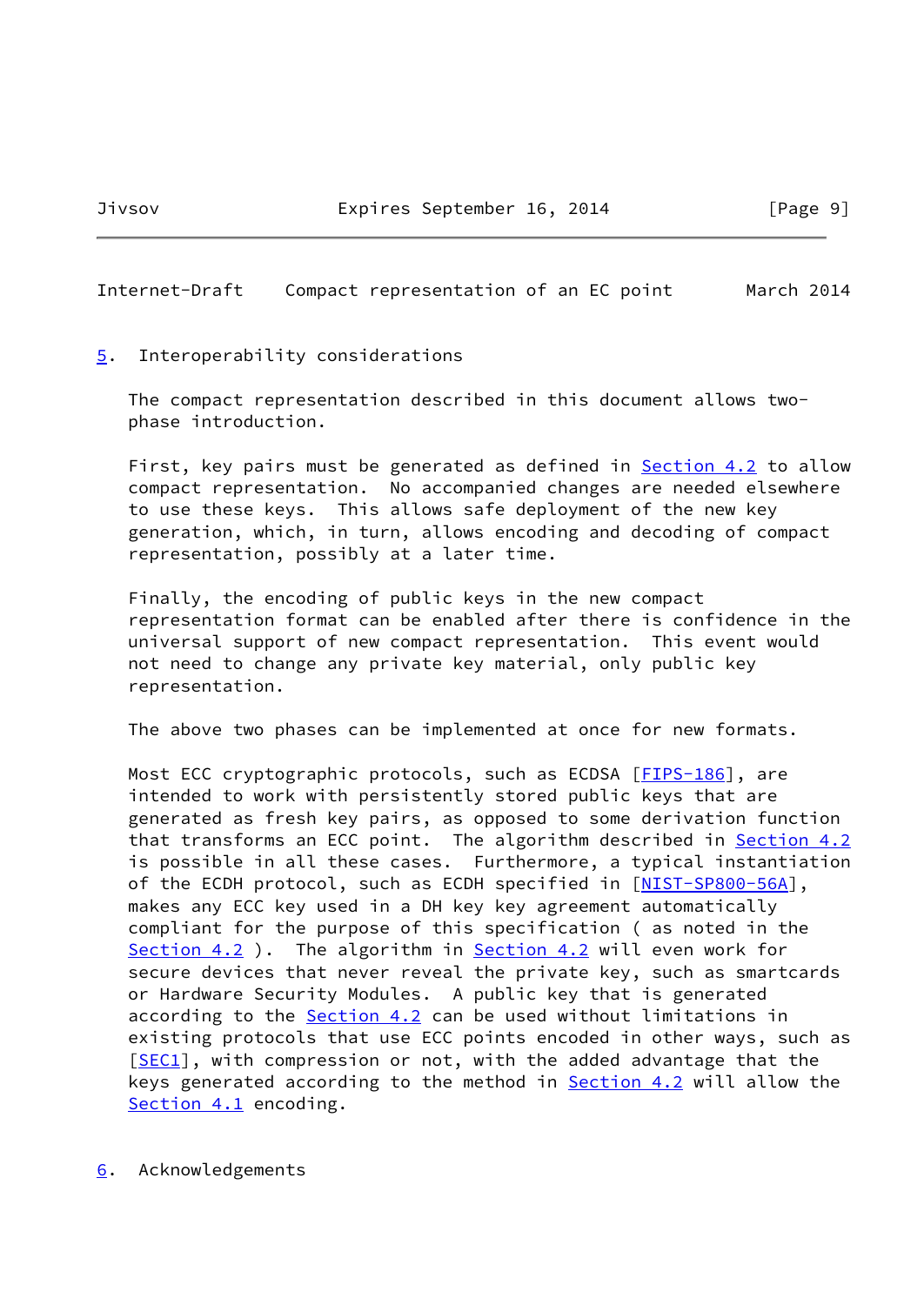## 5. Interoperability considerations

The compact representation described in this document allows two-phase introduction.

First, key pairs must be generated as defined in Section 4.2 to allow compact representation. No accompanied changes are needed elsewhere to use these keys. This allows safe deployment of the new key generation, which, in turn, allows encoding and decoding of compact representation, possibly at a later time.

Finally, the encoding of public keys in the new compact representation format can be enabled after there is confidence in the universal support of new compact representation. This event would not need to change any private key material, only public key representation.

The above two phases can be implemented at once for new formats.

Most ECC cryptographic protocols, such as ECDSA [FIPS-186], are intended to work with persistently stored public keys that are generated as fresh key pairs, as opposed to some derivation function that transforms an ECC point. The algorithm described in Section 4.2 is possible in all these cases. Furthermore, a typical instantiation of the ECDH protocol, such as ECDH specified in [NIST-SP800-56A], makes any ECC key used in a DH key key agreement automatically compliant for the purpose of this specification ( as noted in the Section 4.2 ). The algorithm in Section 4.2 will even work for secure devices that never reveal the private key, such as smartcards or Hardware Security Modules. A public key that is generated according to the Section 4.2 can be used without limitations in existing protocols that use ECC points encoded in other ways, such as [SEC1], with compression or not, with the added advantage that the keys generated according to the method in Section 4.2 will allow the Section 4.1 encoding.

## 6. Acknowledgements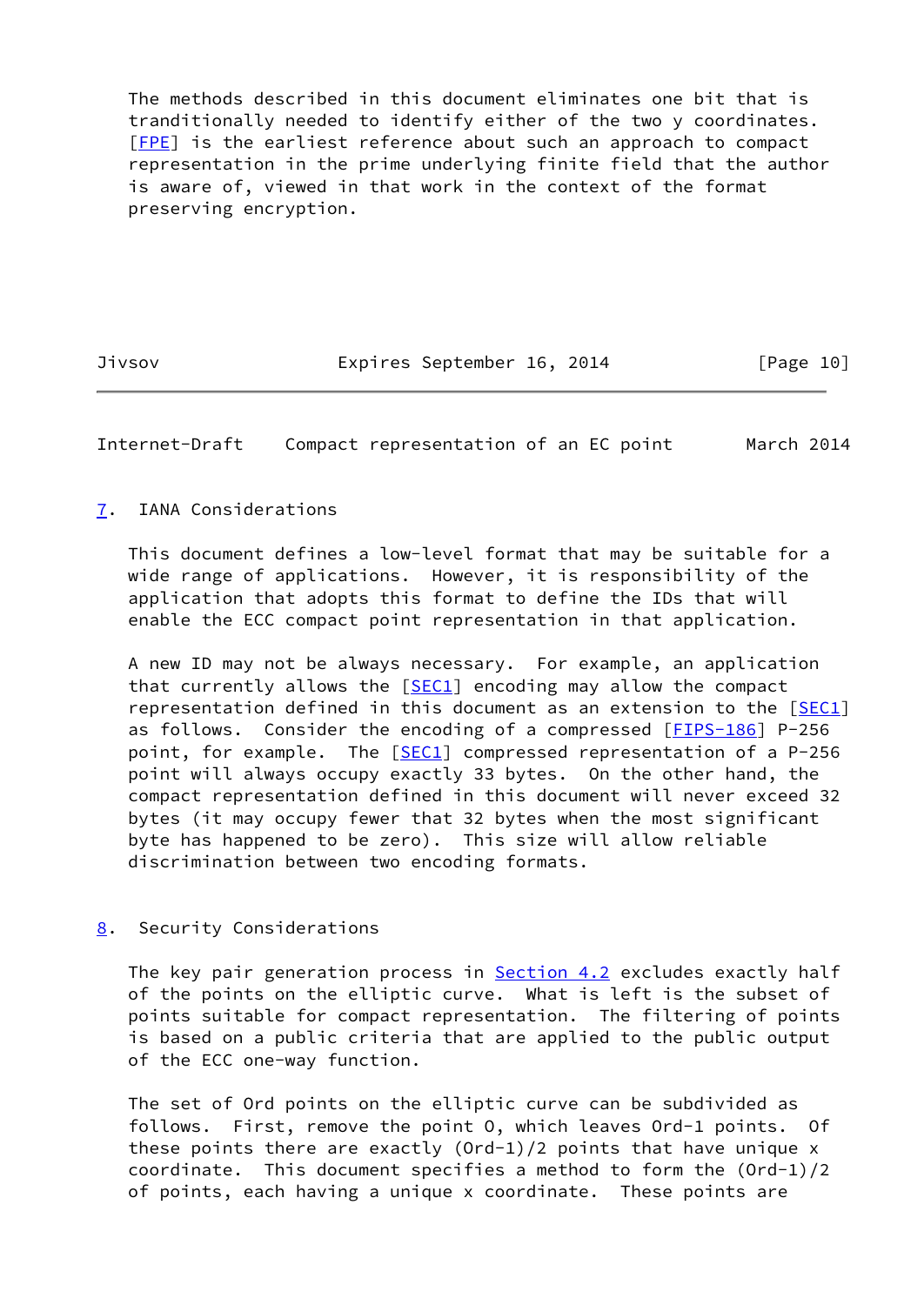The methods described in this document eliminates one bit that is tranditionally needed to identify either of the two y coordinates. [FPE] is the earliest reference about such an approach to compact representation in the prime underlying finite field that the author is aware of, viewed in that work in the context of the format preserving encryption.

## 7. IANA Considerations

This document defines a low-level format that may be suitable for a wide range of applications. However, it is responsibility of the application that adopts this format to define the IDs that will enable the ECC compact point representation in that application.

A new ID may not be always necessary. For example, an application that currently allows the [SEC1] encoding may allow the compact representation defined in this document as an extension to the [SEC1] as follows. Consider the encoding of a compressed [FIPS-186] P-256 point, for example. The [SEC1] compressed representation of a P-256 point will always occupy exactly 33 bytes. On the other hand, the compact representation defined in this document will never exceed 32 bytes (it may occupy fewer that 32 bytes when the most significant byte has happened to be zero). This size will allow reliable discrimination between two encoding formats.

## 8. Security Considerations

The key pair generation process in Section 4.2 excludes exactly half of the points on the elliptic curve. What is left is the subset of points suitable for compact representation. The filtering of points is based on a public criteria that are applied to the public output of the ECC one-way function.

The set of Ord points on the elliptic curve can be subdivided as follows. First, remove the point O, which leaves Ord-1 points. Of these points there are exactly (Ord-1)/2 points that have unique x coordinate. This document specifies a method to form the (Ord-1)/2 of points, each having a unique x coordinate. These points are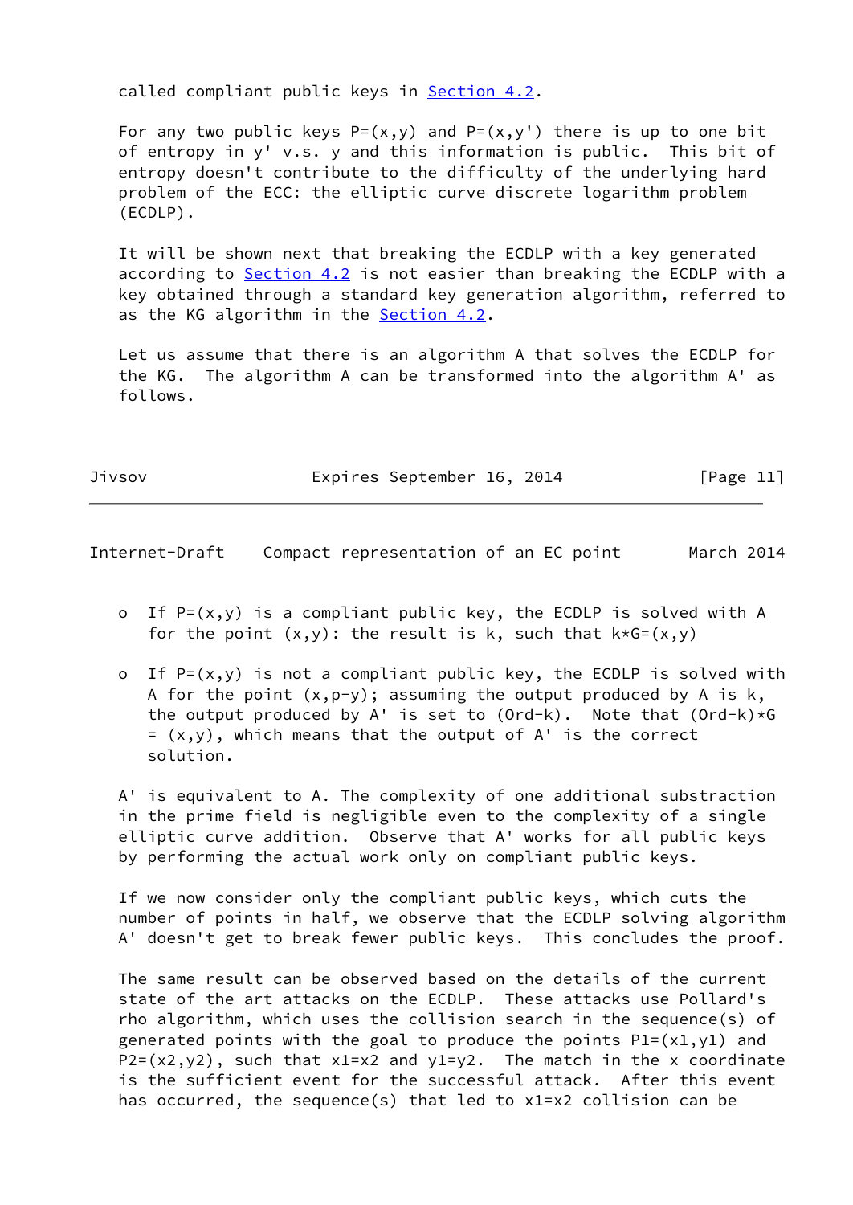called compliant public keys in Section 4.2.

For any two public keys $P=(x,y)$ and $P=(x,y')$ there is up to one bit of entropy in y' v.s. y and this information is public. This bit of entropy doesn't contribute to the difficulty of the underlying hard problem of the ECC: the elliptic curve discrete logarithm problem (ECDLP).

It will be shown next that breaking the ECDLP with a key generated according to Section 4.2 is not easier than breaking the ECDLP with a key obtained through a standard key generation algorithm, referred to as the KG algorithm in the Section 4.2.

Let us assume that there is an algorithm A that solves the ECDLP for the KG. The algorithm A can be transformed into the algorithm A' as follows.

- If $P=(x,y)$ is a compliant public key, the ECDLP is solved with A for the point $(x,y)$: the result is k, such that $k*G=(x,y)$
- If $P=(x,y)$ is not a compliant public key, the ECDLP is solved with A for the point $(x,p-y)$; assuming the output produced by A is k, the output produced by A' is set to (Ord-k). Note that $(Ord-k)*G = (x,y)$, which means that the output of A' is the correct solution.

A' is equivalent to A. The complexity of one additional substraction in the prime field is negligible even to the complexity of a single elliptic curve addition. Observe that A' works for all public keys by performing the actual work only on compliant public keys.

If we now consider only the compliant public keys, which cuts the number of points in half, we observe that the ECDLP solving algorithm A' doesn't get to break fewer public keys. This concludes the proof.

The same result can be observed based on the details of the current state of the art attacks on the ECDLP. These attacks use Pollard's rho algorithm, which uses the collision search in the sequence(s) of generated points with the goal to produce the points $P1=(x1,y1)$ and $P2=(x2,y2)$, such that $x1=x2$ and $y1=y2$. The match in the x coordinate is the sufficient event for the successful attack. After this event has occurred, the sequence(s) that led to $x1=x2$ collision can be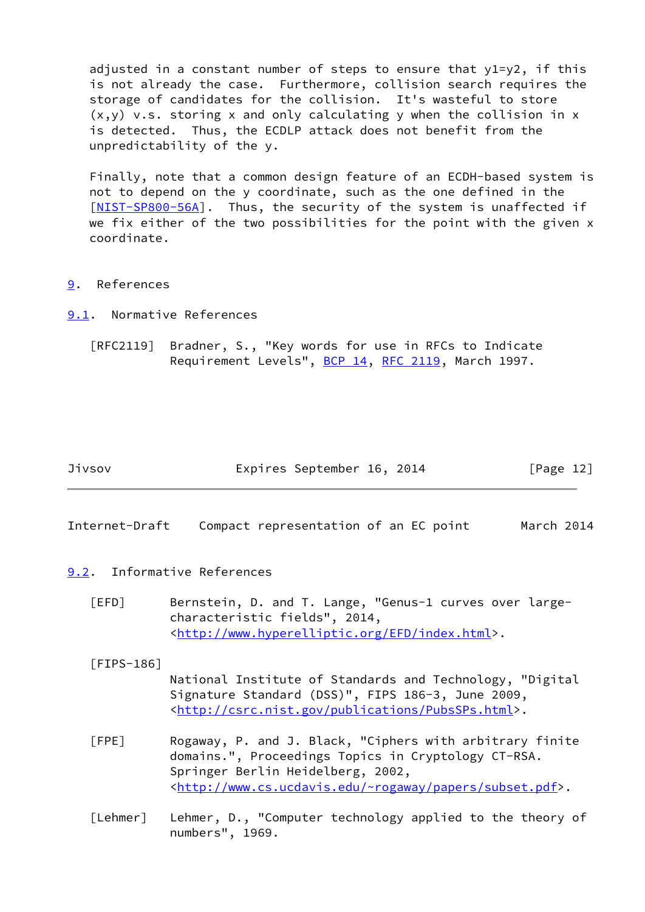adjusted in a constant number of steps to ensure that $y1=y2$, if this is not already the case. Furthermore, collision search requires the storage of candidates for the collision. It's wasteful to store $(x,y)$ v.s. storing x and only calculating y when the collision in x is detected. Thus, the ECDLP attack does not benefit from the unpredictability of the y.

Finally, note that a common design feature of an ECDH-based system is not to depend on the y coordinate, such as the one defined in the [NIST-SP800-56A]. Thus, the security of the system is unaffected if we fix either of the two possibilities for the point with the given x coordinate.

# 9. References

## 9.1. Normative References

[RFC2119] Bradner, S., "Key words for use in RFCs to Indicate Requirement Levels", BCP 14, RFC 2119, March 1997.

## 9.2. Informative References

[EFD] Bernstein, D. and T. Lange, "Genus-1 curves over large-characteristic fields", 2014, <http://www.hyperelliptic.org/EFD/index.html>.

[FIPS-186] National Institute of Standards and Technology, "Digital Signature Standard (DSS)", FIPS 186-3, June 2009, <http://csrc.nist.gov/publications/PubsSPs.html>.

[FPE] Rogaway, P. and J. Black, "Ciphers with arbitrary finite domains.", Proceedings Topics in Cryptology CT-RSA. Springer Berlin Heidelberg, 2002, <http://www.cs.ucdavis.edu/~rogaway/papers/subset.pdf>.

[Lehmer] Lehmer, D., "Computer technology applied to the theory of numbers", 1969.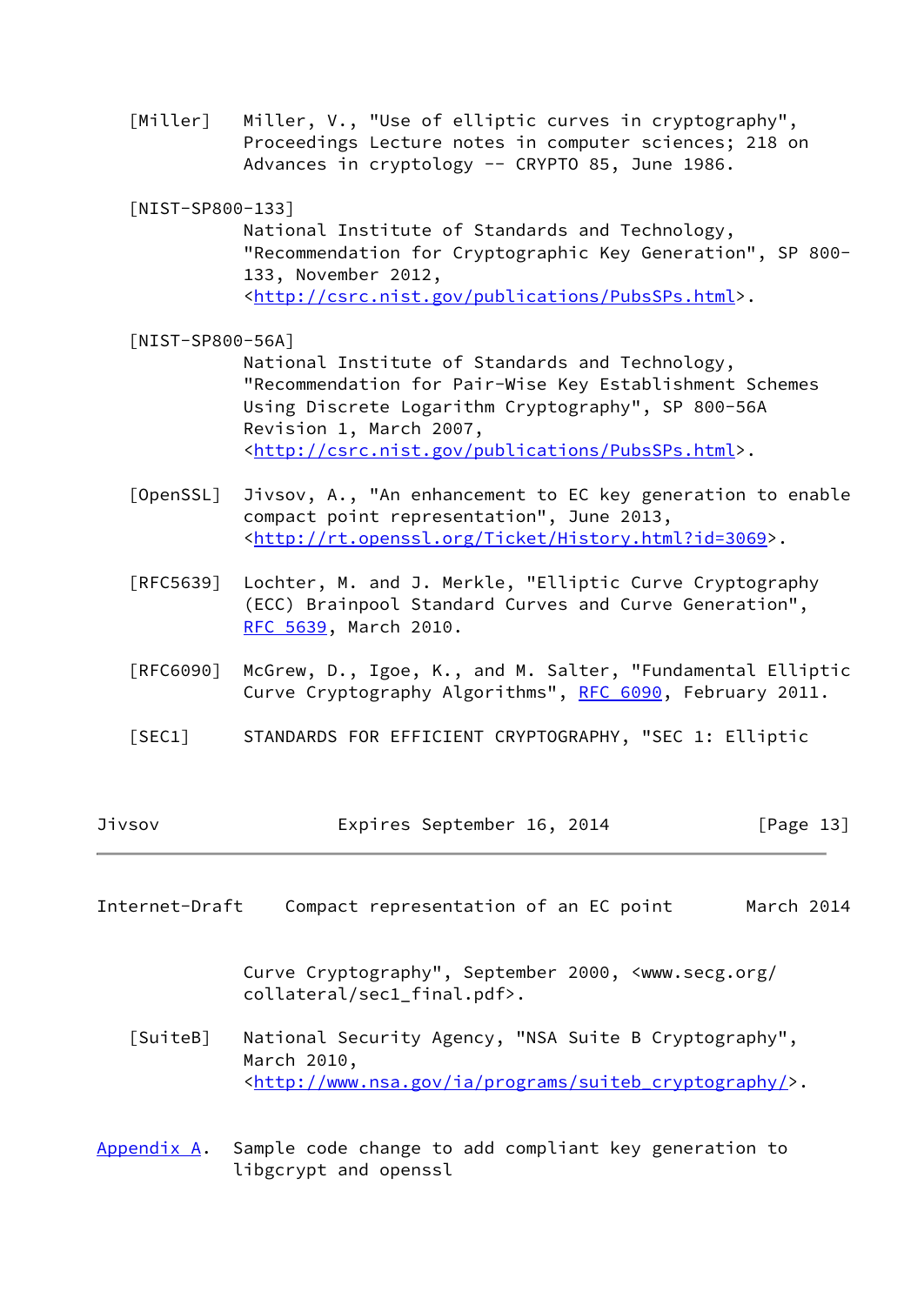[Miller] Miller, V., "Use of elliptic curves in cryptography", Proceedings Lecture notes in computer sciences; 218 on Advances in cryptology -- CRYPTO 85, June 1986.

[NIST-SP800-133] National Institute of Standards and Technology, "Recommendation for Cryptographic Key Generation", SP 800-133, November 2012, <http://csrc.nist.gov/publications/PubsSPs.html>.

[NIST-SP800-56A] National Institute of Standards and Technology, "Recommendation for Pair-Wise Key Establishment Schemes Using Discrete Logarithm Cryptography", SP 800-56A Revision 1, March 2007, <http://csrc.nist.gov/publications/PubsSPs.html>.

[OpenSSL] Jivsov, A., "An enhancement to EC key generation to enable compact point representation", June 2013, <http://rt.openssl.org/Ticket/History.html?id=3069>.

[RFC5639] Lochter, M. and J. Merkle, "Elliptic Curve Cryptography (ECC) Brainpool Standard Curves and Curve Generation", RFC 5639, March 2010.

[RFC6090] McGrew, D., Igoe, K., and M. Salter, "Fundamental Elliptic Curve Cryptography Algorithms", RFC 6090, February 2011.

[SEC1] STANDARDS FOR EFFICIENT CRYPTOGRAPHY, "SEC 1: Elliptic Curve Cryptography", September 2000, <www.secg.org/collateral/sec1_final.pdf>.

[SuiteB] National Security Agency, "NSA Suite B Cryptography", March 2010, <http://www.nsa.gov/ia/programs/suiteb_cryptography/>.

## Appendix A. Sample code change to add compliant key generation to libgcrypt and openssl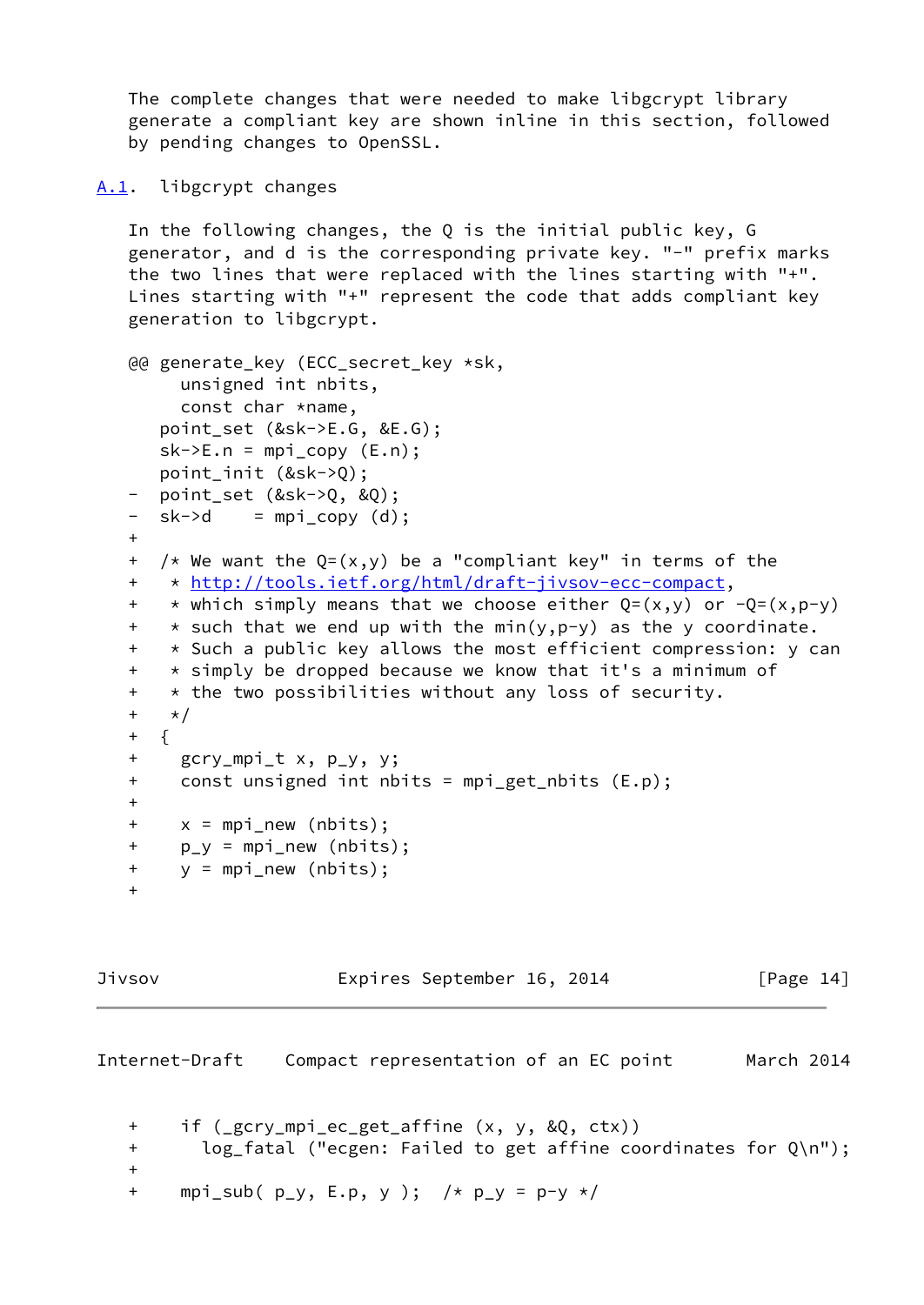The complete changes that were needed to make libgcrypt library generate a compliant key are shown inline in this section, followed by pending changes to OpenSSL.

### A.1. libgcrypt changes

In the following changes, the Q is the initial public key, G generator, and d is the corresponding private key. "-" prefix marks the two lines that were replaced with the lines starting with "+". Lines starting with "+" represent the code that adds compliant key generation to libgcrypt.

```
@@ generate_key (ECC_secret_key *sk,
     unsigned int nbits,
     const char *name,
   point_set (&sk->E.G, &E.G);
   sk->E.n = mpi_copy (E.n);
   point_init (&sk->Q);
-  point_set (&sk->Q, &Q);
-  sk->d    = mpi_copy (d);
+
+  /* We want the Q=(x,y) be a "compliant key" in terms of the
+   * http://tools.ietf.org/html/draft-jivsov-ecc-compact,
+   * which simply means that we choose either Q=(x,y) or -Q=(x,p-y)
+   * such that we end up with the min(y,p-y) as the y coordinate.
+   * Such a public key allows the most efficient compression: y can
+   * simply be dropped because we know that it's a minimum of
+   * the two possibilities without any loss of security.
+   */
+  {
+    gcry_mpi_t x, p_y, y;
+    const unsigned int nbits = mpi_get_nbits (E.p);
+
+    x = mpi_new (nbits);
+    p_y = mpi_new (nbits);
+    y = mpi_new (nbits);
+
+    if (_gcry_mpi_ec_get_affine (x, y, &Q, ctx))
+      log_fatal ("ecgen: Failed to get affine coordinates for Q\n");
+
+    mpi_sub( p_y, E.p, y );  /* p_y = p-y */
```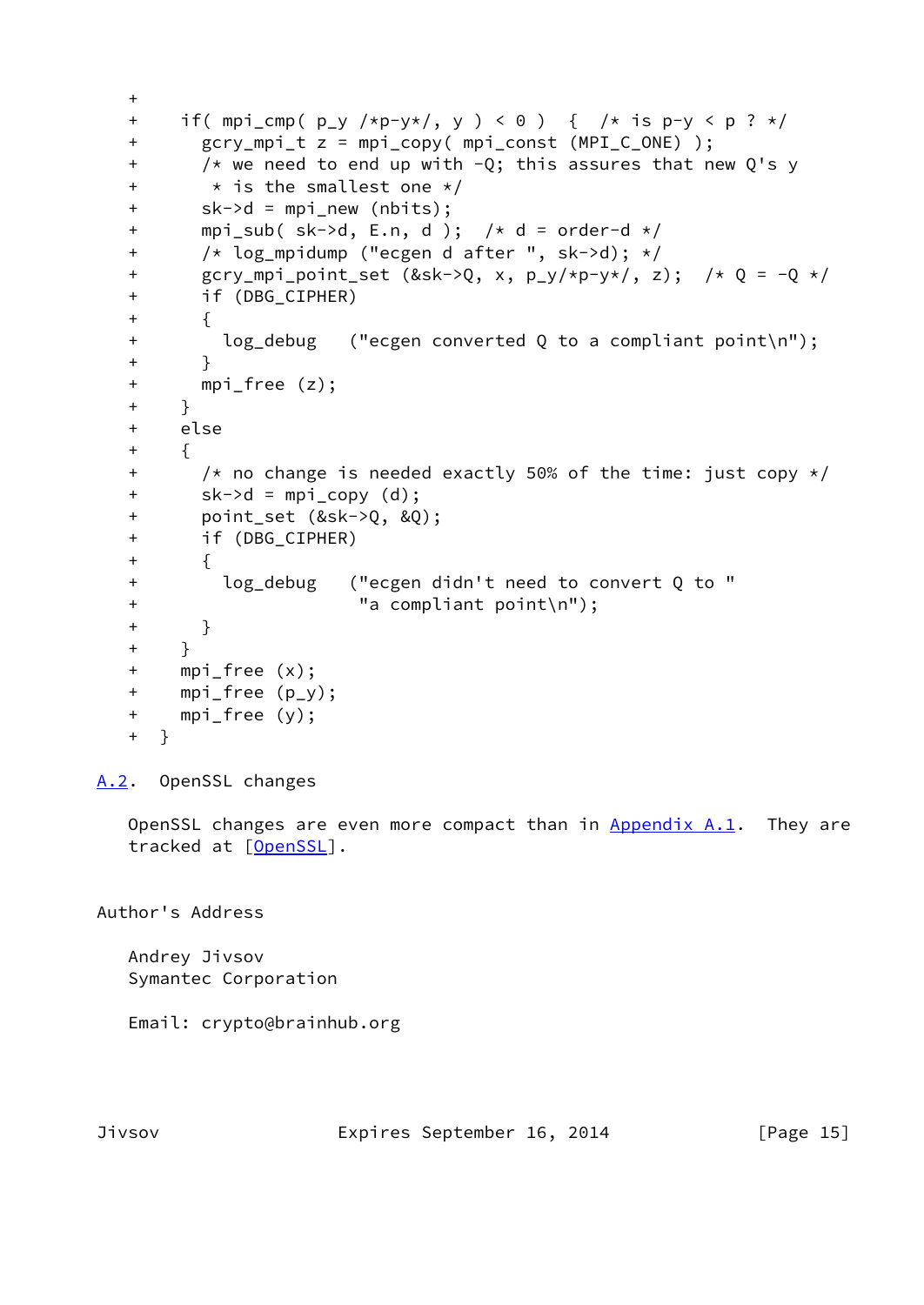```
   +
   +    if( mpi_cmp( p_y /*p-y*/, y ) < 0 )  {  /* is p-y < p ? */
   +      gcry_mpi_t z = mpi_copy( mpi_const (MPI_C_ONE) );
   +      /* we need to end up with -Q; this assures that new Q's y
   +       * is the smallest one */
   +      sk->d = mpi_new (nbits);
   +      mpi_sub( sk->d, E.n, d );  /* d = order-d */
   +      /* log_mpidump ("ecgen d after ", sk->d); */
   +      gcry_mpi_point_set (&sk->Q, x, p_y/*p-y*/, z);  /* Q = -Q */
   +      if (DBG_CIPHER)
   +      {
   +        log_debug   ("ecgen converted Q to a compliant point\n");
   +      }
   +      mpi_free (z);
   +    }
   +    else
   +    {
   +      /* no change is needed exactly 50% of the time: just copy */
   +      sk->d = mpi_copy (d);
   +      point_set (&sk->Q, &Q);
   +      if (DBG_CIPHER)
   +      {
   +        log_debug   ("ecgen didn't need to convert Q to "
   +                     "a compliant point\n");
   +      }
   +    }
   +    mpi_free (x);
   +    mpi_free (p_y);
   +    mpi_free (y);
   +  }
```

## A.2. OpenSSL changes

OpenSSL changes are even more compact than in Appendix A.1. They are tracked at [OpenSSL].

## Author's Address

Andrey Jivsov
Symantec Corporation

Email: crypto@brainhub.org